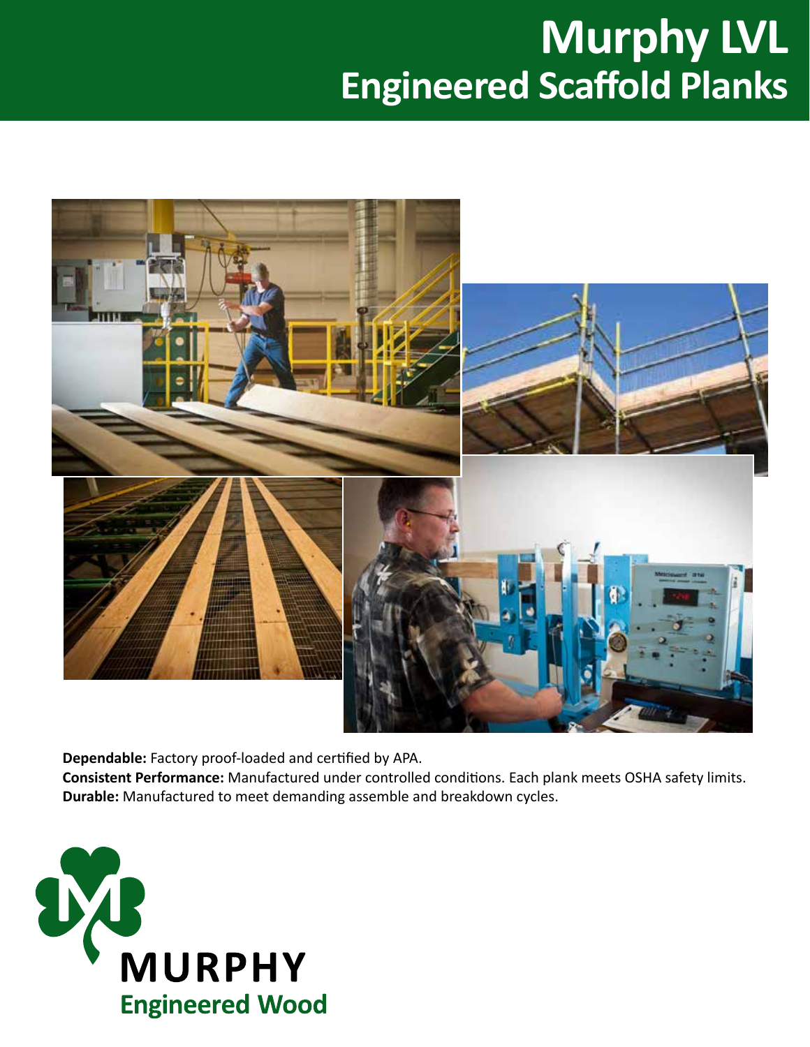# Murphy LVL
## Engineered Scaffold Planks

**Dependable:** Factory proof-loaded and certified by APA.
**Consistent Performance:** Manufactured under controlled conditions. Each plank meets OSHA safety limits.
**Durable:** Manufactured to meet demanding assemble and breakdown cycles.

**MURPHY**
**Engineered Wood**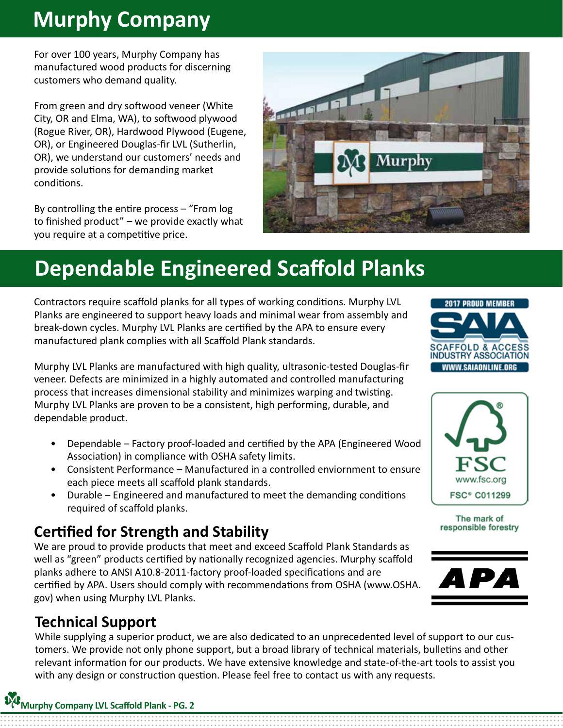# Murphy Company

For over 100 years, Murphy Company has manufactured wood products for discerning customers who demand quality.

From green and dry softwood veneer (White City, OR and Elma, WA), to softwood plywood (Rogue River, OR), Hardwood Plywood (Eugene, OR), or Engineered Douglas-fir LVL (Sutherlin, OR), we understand our customers' needs and provide solutions for demanding market conditions.

By controlling the entire process – "From log to finished product" – we provide exactly what you require at a competitive price.

# Dependable Engineered Scaffold Planks

Contractors require scaffold planks for all types of working conditions. Murphy LVL Planks are engineered to support heavy loads and minimal wear from assembly and break-down cycles. Murphy LVL Planks are certified by the APA to ensure every manufactured plank complies with all Scaffold Plank standards.

Murphy LVL Planks are manufactured with high quality, ultrasonic-tested Douglas-fir veneer. Defects are minimized in a highly automated and controlled manufacturing process that increases dimensional stability and minimizes warping and twisting. Murphy LVL Planks are proven to be a consistent, high performing, durable, and dependable product.

- Dependable – Factory proof-loaded and certified by the APA (Engineered Wood Association) in compliance with OSHA safety limits.
- Consistent Performance – Manufactured in a controlled enviornment to ensure each piece meets all scaffold plank standards.
- Durable – Engineered and manufactured to meet the demanding conditions required of scaffold planks.

2017 PROUD MEMBER SAIA SCAFFOLD & ACCESS INDUSTRY ASSOCIATION WWW.SAIAONLINE.ORG

FSC www.fsc.org FSC® C011299

The mark of responsible forestry

APA

## Certified for Strength and Stability

We are proud to provide products that meet and exceed Scaffold Plank Standards as well as "green" products certified by nationally recognized agencies. Murphy scaffold planks adhere to ANSI A10.8-2011-factory proof-loaded specifications and are certified by APA. Users should comply with recommendations from OSHA (www.OSHA.gov) when using Murphy LVL Planks.

## Technical Support

While supplying a superior product, we are also dedicated to an unprecedented level of support to our customers. We provide not only phone support, but a broad library of technical materials, bulletins and other relevant information for our products. We have extensive knowledge and state-of-the-art tools to assist you with any design or construction question. Please feel free to contact us with any requests.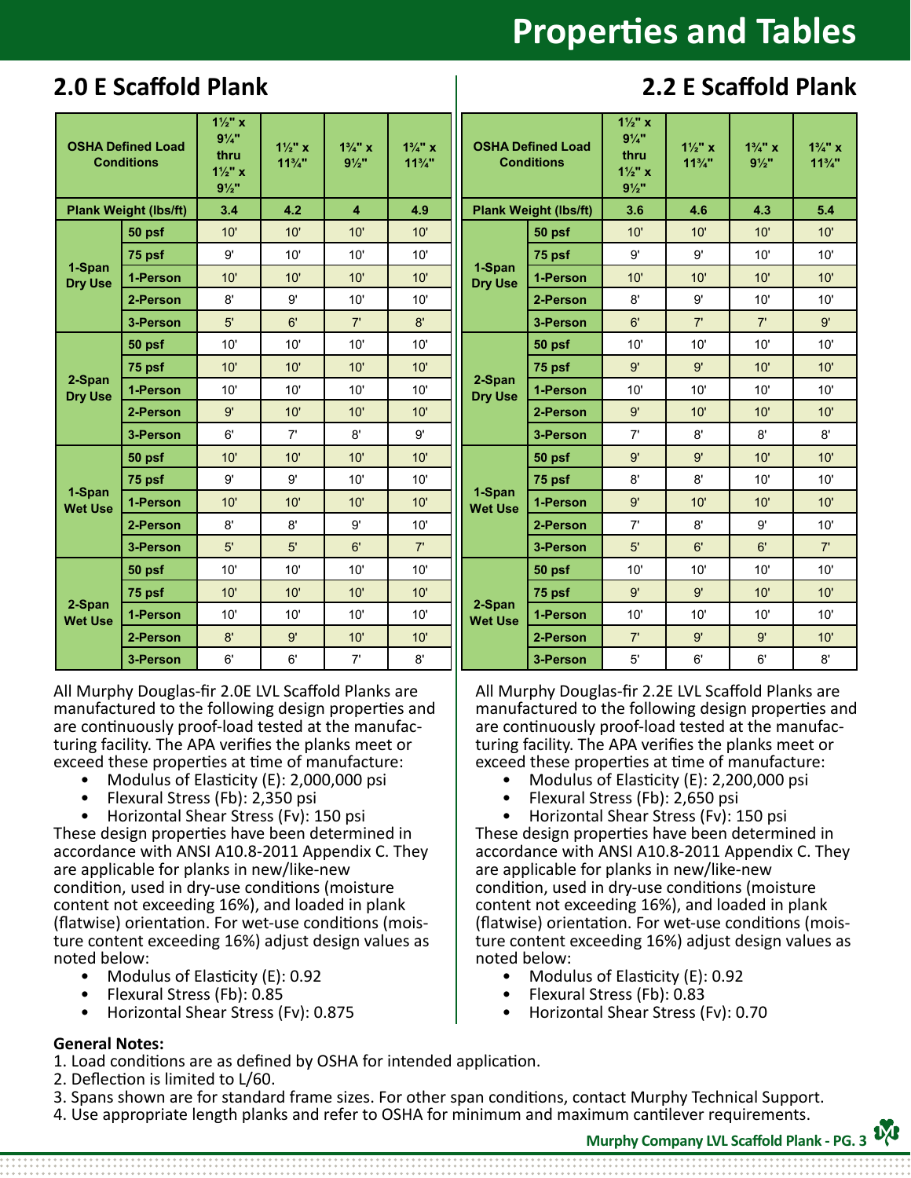# Properties and Tables

## 2.0 E Scaffold Plank

| OSHA Defined Load Conditions | | 1½" x 9¼" thru 1½" x 9½" | 1½" x 11¾" | 1¾" x 9½" | 1¾" x 11¾" |
|---|---|---|---|---|---|
| Plank Weight (lbs/ft) | | 3.4 | 4.2 | 4 | 4.9 |
| 1-Span Dry Use | 50 psf | 10' | 10' | 10' | 10' |
| | 75 psf | 9' | 10' | 10' | 10' |
| | 1-Person | 10' | 10' | 10' | 10' |
| | 2-Person | 8' | 9' | 10' | 10' |
| | 3-Person | 5' | 6' | 7' | 8' |
| 2-Span Dry Use | 50 psf | 10' | 10' | 10' | 10' |
| | 75 psf | 10' | 10' | 10' | 10' |
| | 1-Person | 10' | 10' | 10' | 10' |
| | 2-Person | 9' | 10' | 10' | 10' |
| | 3-Person | 6' | 7' | 8' | 9' |
| 1-Span Wet Use | 50 psf | 10' | 10' | 10' | 10' |
| | 75 psf | 9' | 9' | 10' | 10' |
| | 1-Person | 10' | 10' | 10' | 10' |
| | 2-Person | 8' | 8' | 9' | 10' |
| | 3-Person | 5' | 5' | 6' | 7' |
| 2-Span Wet Use | 50 psf | 10' | 10' | 10' | 10' |
| | 75 psf | 10' | 10' | 10' | 10' |
| | 1-Person | 10' | 10' | 10' | 10' |
| | 2-Person | 8' | 9' | 10' | 10' |
| | 3-Person | 6' | 6' | 7' | 8' |

All Murphy Douglas-fir 2.0E LVL Scaffold Planks are manufactured to the following design properties and are continuously proof-load tested at the manufacturing facility. The APA verifies the planks meet or exceed these properties at time of manufacture:

- Modulus of Elasticity (E): 2,000,000 psi
- Flexural Stress (Fb): 2,350 psi
- Horizontal Shear Stress (Fv): 150 psi

These design properties have been determined in accordance with ANSI A10.8-2011 Appendix C. They are applicable for planks in new/like-new condition, used in dry-use conditions (moisture content not exceeding 16%), and loaded in plank (flatwise) orientation. For wet-use conditions (moisture content exceeding 16%) adjust design values as noted below:

- Modulus of Elasticity (E): 0.92
- Flexural Stress (Fb): 0.85
- Horizontal Shear Stress (Fv): 0.875

## 2.2 E Scaffold Plank

| OSHA Defined Load Conditions | | 1½" x 9¼" thru 1½" x 9½" | 1½" x 11¾" | 1¾" x 9½" | 1¾" x 11¾" |
|---|---|---|---|---|---|
| Plank Weight (lbs/ft) | | 3.6 | 4.6 | 4.3 | 5.4 |
| 1-Span Dry Use | 50 psf | 10' | 10' | 10' | 10' |
| | 75 psf | 9' | 9' | 10' | 10' |
| | 1-Person | 10' | 10' | 10' | 10' |
| | 2-Person | 8' | 9' | 10' | 10' |
| | 3-Person | 6' | 7' | 7' | 9' |
| 2-Span Dry Use | 50 psf | 10' | 10' | 10' | 10' |
| | 75 psf | 9' | 9' | 10' | 10' |
| | 1-Person | 10' | 10' | 10' | 10' |
| | 2-Person | 9' | 10' | 10' | 10' |
| | 3-Person | 7' | 8' | 8' | 8' |
| 1-Span Wet Use | 50 psf | 9' | 9' | 10' | 10' |
| | 75 psf | 8' | 8' | 10' | 10' |
| | 1-Person | 9' | 10' | 10' | 10' |
| | 2-Person | 7' | 8' | 9' | 10' |
| | 3-Person | 5' | 6' | 6' | 7' |
| 2-Span Wet Use | 50 psf | 10' | 10' | 10' | 10' |
| | 75 psf | 9' | 9' | 10' | 10' |
| | 1-Person | 10' | 10' | 10' | 10' |
| | 2-Person | 7' | 9' | 9' | 10' |
| | 3-Person | 5' | 6' | 6' | 8' |

All Murphy Douglas-fir 2.2E LVL Scaffold Planks are manufactured to the following design properties and are continuously proof-load tested at the manufacturing facility. The APA verifies the planks meet or exceed these properties at time of manufacture:

- Modulus of Elasticity (E): 2,200,000 psi
- Flexural Stress (Fb): 2,650 psi
- Horizontal Shear Stress (Fv): 150 psi

These design properties have been determined in accordance with ANSI A10.8-2011 Appendix C. They are applicable for planks in new/like-new condition, used in dry-use conditions (moisture content not exceeding 16%), and loaded in plank (flatwise) orientation. For wet-use conditions (moisture content exceeding 16%) adjust design values as noted below:

- Modulus of Elasticity (E): 0.92
- Flexural Stress (Fb): 0.83
- Horizontal Shear Stress (Fv): 0.70

**General Notes:**

1. Load conditions are as defined by OSHA for intended application.
2. Deflection is limited to L/60.
3. Spans shown are for standard frame sizes. For other span conditions, contact Murphy Technical Support.
4. Use appropriate length planks and refer to OSHA for minimum and maximum cantilever requirements.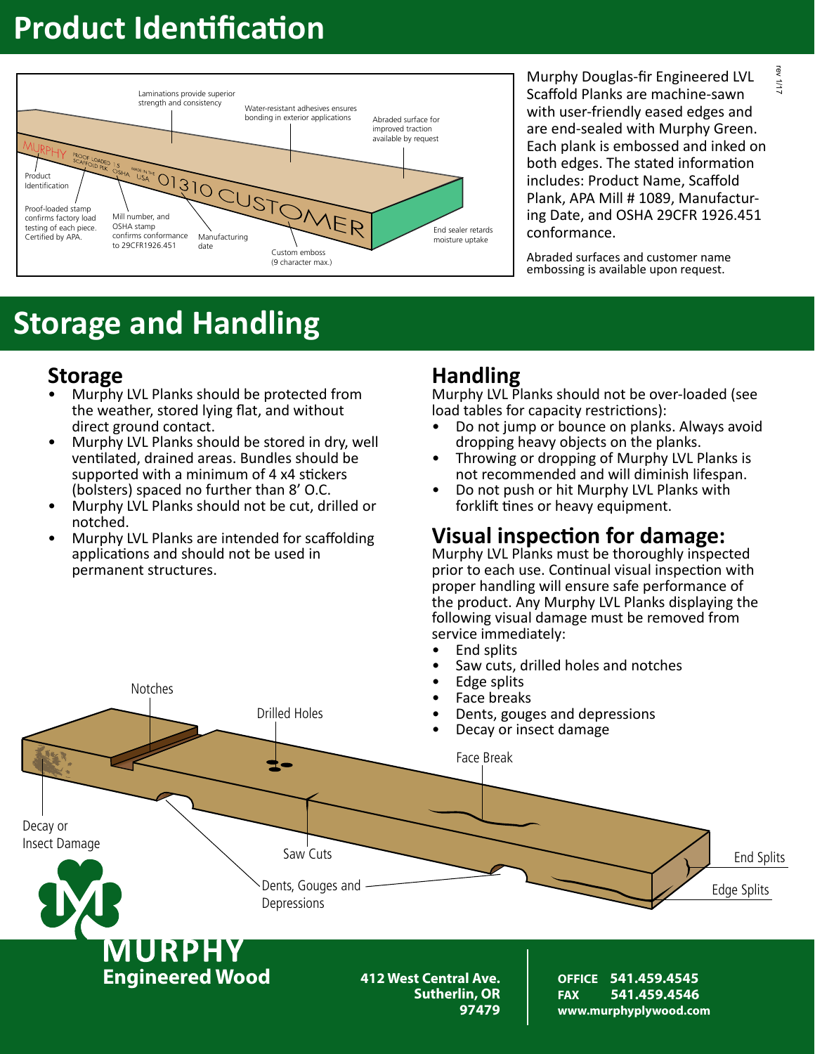# Product Identification

Laminations provide superior strength and consistency

Water-resistant adhesives ensures bonding in exterior applications

Abraded surface for improved traction available by request

Product Identification

Proof-loaded stamp confirms factory load testing of each piece. Certified by APA.

Mill number, and OSHA stamp confirms conformance to 29CFR1926.451

Manufacturing date

Custom emboss (9 character max.)

End sealer retards moisture uptake

Murphy Douglas-fir Engineered LVL Scaffold Planks are machine-sawn with user-friendly eased edges and are end-sealed with Murphy Green. Each plank is embossed and inked on both edges. The stated information includes: Product Name, Scaffold Plank, APA Mill # 1089, Manufacturing Date, and OSHA 29CFR 1926.451 conformance.

Abraded surfaces and customer name embossing is available upon request.

# Storage and Handling

## Storage

- Murphy LVL Planks should be protected from the weather, stored lying flat, and without direct ground contact.
- Murphy LVL Planks should be stored in dry, well ventilated, drained areas. Bundles should be supported with a minimum of 4 x4 stickers (bolsters) spaced no further than 8' O.C.
- Murphy LVL Planks should not be cut, drilled or notched.
- Murphy LVL Planks are intended for scaffolding applications and should not be used in permanent structures.

## Handling

Murphy LVL Planks should not be over-loaded (see load tables for capacity restrictions):

- Do not jump or bounce on planks. Always avoid dropping heavy objects on the planks.
- Throwing or dropping of Murphy LVL Planks is not recommended and will diminish lifespan.
- Do not push or hit Murphy LVL Planks with forklift tines or heavy equipment.

## Visual inspection for damage:

Murphy LVL Planks must be thoroughly inspected prior to each use. Continual visual inspection with proper handling will ensure safe performance of the product. Any Murphy LVL Planks displaying the following visual damage must be removed from service immediately:

- End splits
- Saw cuts, drilled holes and notches
- Edge splits
- Face breaks
- Dents, gouges and depressions
- Decay or insect damage

Notches

Drilled Holes

Face Break

Decay or Insect Damage

Saw Cuts

Dents, Gouges and Depressions

End Splits

Edge Splits

**MURPHY Engineered Wood**

**412 West Central Ave.
Sutherlin, OR
97479**

**OFFICE 541.459.4545
FAX 541.459.4546
www.murphyplywood.com**